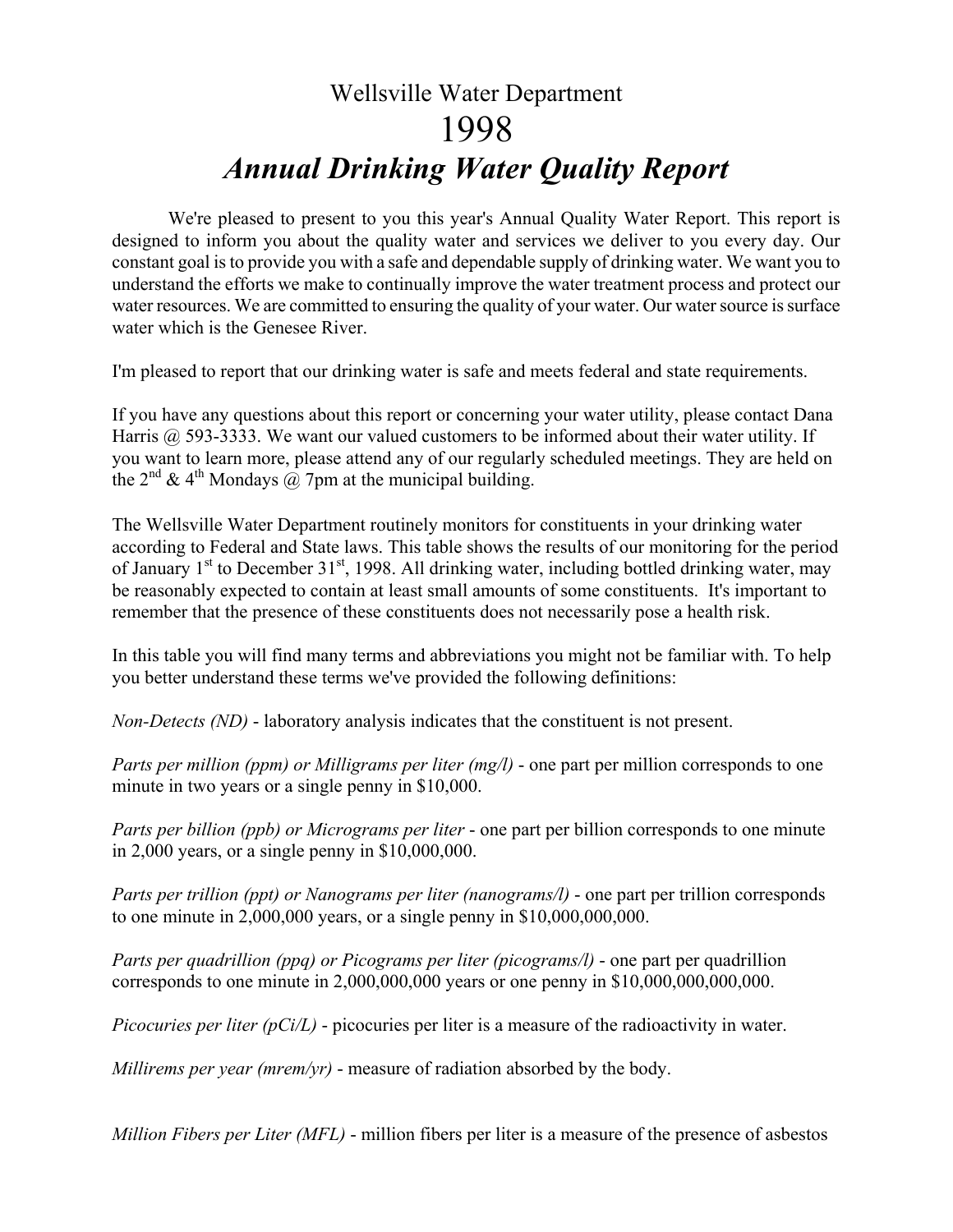# Wellsville Water Department

# 1998

# *Annual Drinking Water Quality Report*

We're pleased to present to you this year's Annual Quality Water Report. This report is designed to inform you about the quality water and services we deliver to you every day. Our constant goal is to provide you with a safe and dependable supply of drinking water. We want you to understand the efforts we make to continually improve the water treatment process and protect our water resources. We are committed to ensuring the quality of your water. Our water source is surface water which is the Genesee River.

I'm pleased to report that our drinking water is safe and meets federal and state requirements.

If you have any questions about this report or concerning your water utility, please contact Dana Harris @ 593-3333. We want our valued customers to be informed about their water utility. If you want to learn more, please attend any of our regularly scheduled meetings. They are held on the 2nd & 4th Mondays @ 7pm at the municipal building.

The Wellsville Water Department routinely monitors for constituents in your drinking water according to Federal and State laws. This table shows the results of our monitoring for the period of January 1st to December 31st, 1998. All drinking water, including bottled drinking water, may be reasonably expected to contain at least small amounts of some constituents. It's important to remember that the presence of these constituents does not necessarily pose a health risk.

In this table you will find many terms and abbreviations you might not be familiar with. To help you better understand these terms we've provided the following definitions:

*Non-Detects (ND)* - laboratory analysis indicates that the constituent is not present.

*Parts per million (ppm) or Milligrams per liter (mg/l)* - one part per million corresponds to one minute in two years or a single penny in $10,000.

*Parts per billion (ppb) or Micrograms per liter* - one part per billion corresponds to one minute in 2,000 years, or a single penny in $10,000,000.

*Parts per trillion (ppt) or Nanograms per liter (nanograms/l)* - one part per trillion corresponds to one minute in 2,000,000 years, or a single penny in $10,000,000,000.

*Parts per quadrillion (ppq) or Picograms per liter (picograms/l)* - one part per quadrillion corresponds to one minute in 2,000,000,000 years or one penny in $10,000,000,000,000.

*Picocuries per liter (pCi/L)* - picocuries per liter is a measure of the radioactivity in water.

*Millirems per year (mrem/yr)* - measure of radiation absorbed by the body.

*Million Fibers per Liter (MFL)* - million fibers per liter is a measure of the presence of asbestos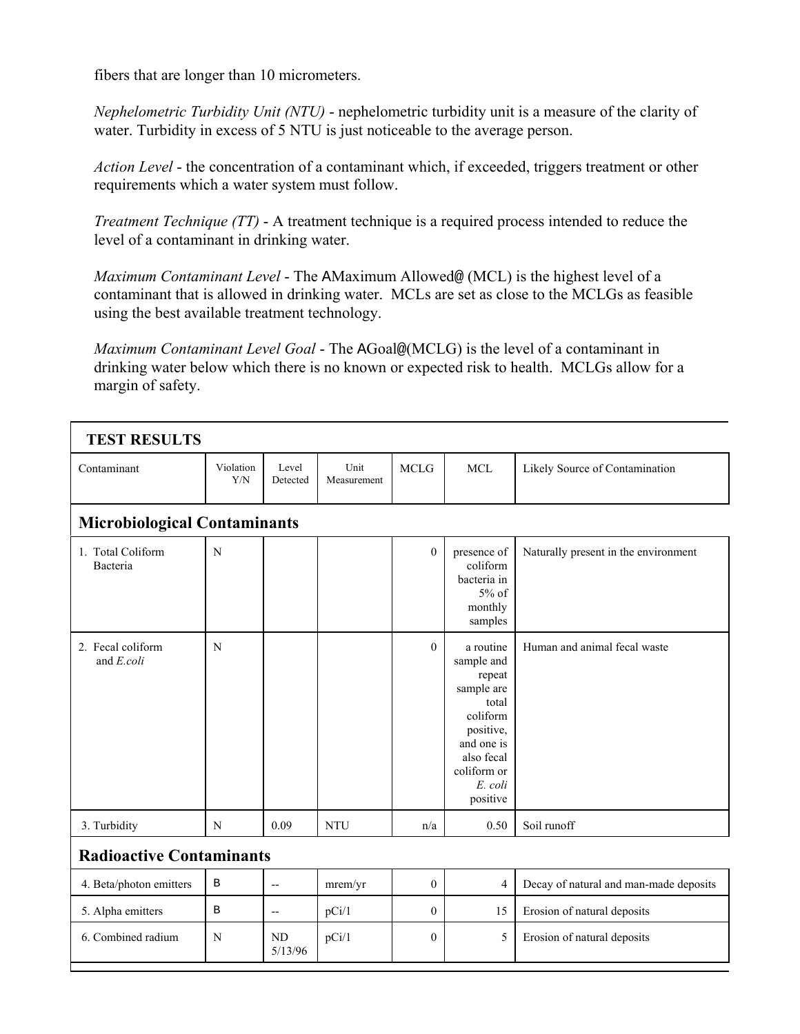fibers that are longer than 10 micrometers.

*Nephelometric Turbidity Unit (NTU)* - nephelometric turbidity unit is a measure of the clarity of water. Turbidity in excess of 5 NTU is just noticeable to the average person.

*Action Level* - the concentration of a contaminant which, if exceeded, triggers treatment or other requirements which a water system must follow.

*Treatment Technique (TT)* - A treatment technique is a required process intended to reduce the level of a contaminant in drinking water.

*Maximum Contaminant Level* - The AMaximum Allowed@ (MCL) is the highest level of a contaminant that is allowed in drinking water. MCLs are set as close to the MCLGs as feasible using the best available treatment technology.

*Maximum Contaminant Level Goal* - The AGoal@(MCLG) is the level of a contaminant in drinking water below which there is no known or expected risk to health. MCLGs allow for a margin of safety.

**TEST RESULTS**

| Contaminant | Violation Y/N | Level Detected | Unit Measurement | MCLG | MCL | Likely Source of Contamination |
|---|---|---|---|---|---|---|
| **Microbiological Contaminants** | | | | | | |
| 1. Total Coliform Bacteria | N | | | 0 | presence of coliform bacteria in 5% of monthly samples | Naturally present in the environment |
| 2. Fecal coliform and *E.coli* | N | | | 0 | a routine sample and repeat sample are total coliform positive, and one is also fecal coliform or *E. coli* positive | Human and animal fecal waste |
| 3. Turbidity | N | 0.09 | NTU | n/a | 0.50 | Soil runoff |
| **Radioactive Contaminants** | | | | | | |
| 4. Beta/photon emitters | B | -- | mrem/yr | 0 | 4 | Decay of natural and man-made deposits |
| 5. Alpha emitters | B | -- | pCi/1 | 0 | 15 | Erosion of natural deposits |
| 6. Combined radium | N | ND 5/13/96 | pCi/1 | 0 | 5 | Erosion of natural deposits |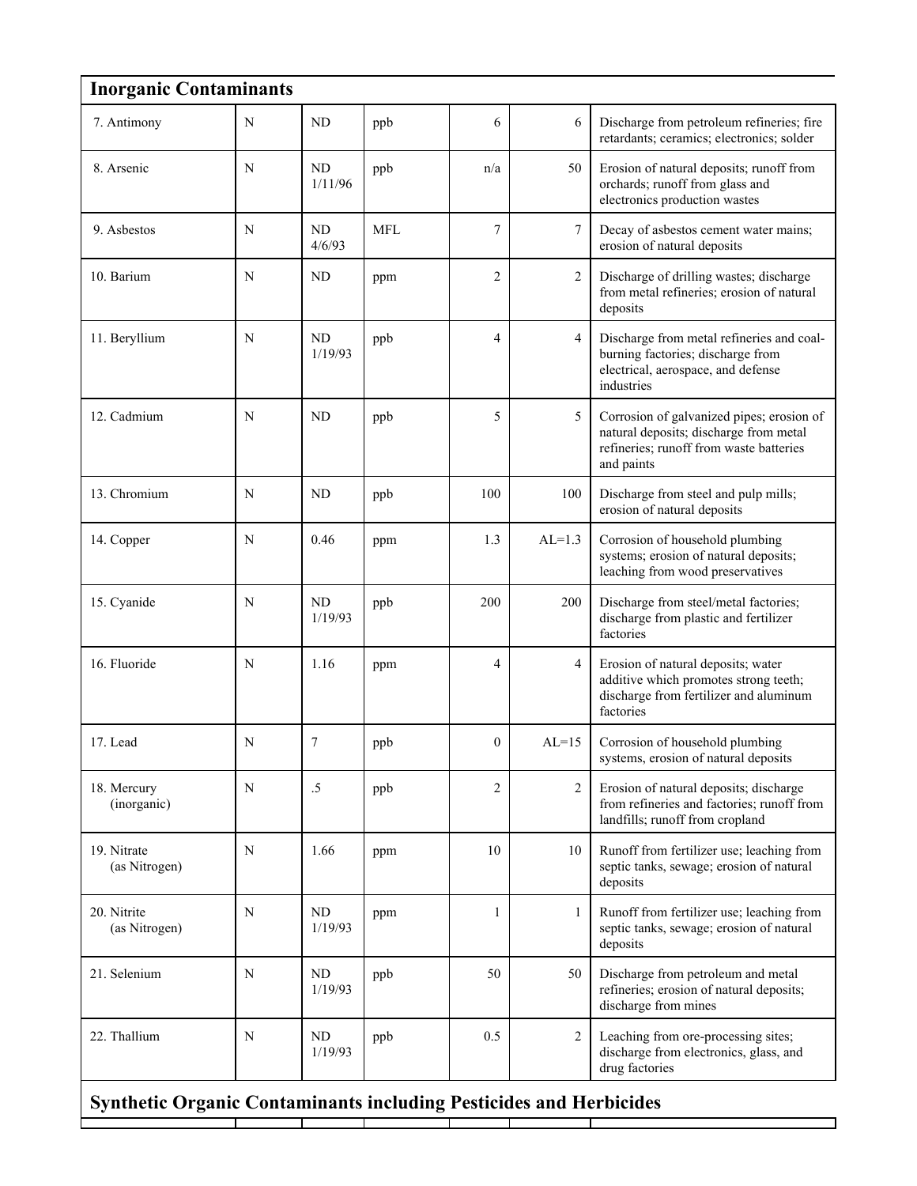## Inorganic Contaminants

| | | | | | | |
|---|---|---|---|---|---|---|
| 7. Antimony | N | ND | ppb | 6 | 6 | Discharge from petroleum refineries; fire retardants; ceramics; electronics; solder |
| 8. Arsenic | N | ND 1/11/96 | ppb | n/a | 50 | Erosion of natural deposits; runoff from orchards; runoff from glass and electronics production wastes |
| 9. Asbestos | N | ND 4/6/93 | MFL | 7 | 7 | Decay of asbestos cement water mains; erosion of natural deposits |
| 10. Barium | N | ND | ppm | 2 | 2 | Discharge of drilling wastes; discharge from metal refineries; erosion of natural deposits |
| 11. Beryllium | N | ND 1/19/93 | ppb | 4 | 4 | Discharge from metal refineries and coal-burning factories; discharge from electrical, aerospace, and defense industries |
| 12. Cadmium | N | ND | ppb | 5 | 5 | Corrosion of galvanized pipes; erosion of natural deposits; discharge from metal refineries; runoff from waste batteries and paints |
| 13. Chromium | N | ND | ppb | 100 | 100 | Discharge from steel and pulp mills; erosion of natural deposits |
| 14. Copper | N | 0.46 | ppm | 1.3 | AL=1.3 | Corrosion of household plumbing systems; erosion of natural deposits; leaching from wood preservatives |
| 15. Cyanide | N | ND 1/19/93 | ppb | 200 | 200 | Discharge from steel/metal factories; discharge from plastic and fertilizer factories |
| 16. Fluoride | N | 1.16 | ppm | 4 | 4 | Erosion of natural deposits; water additive which promotes strong teeth; discharge from fertilizer and aluminum factories |
| 17. Lead | N | 7 | ppb | 0 | AL=15 | Corrosion of household plumbing systems, erosion of natural deposits |
| 18. Mercury (inorganic) | N | .5 | ppb | 2 | 2 | Erosion of natural deposits; discharge from refineries and factories; runoff from landfills; runoff from cropland |
| 19. Nitrate (as Nitrogen) | N | 1.66 | ppm | 10 | 10 | Runoff from fertilizer use; leaching from septic tanks, sewage; erosion of natural deposits |
| 20. Nitrite (as Nitrogen) | N | ND 1/19/93 | ppm | 1 | 1 | Runoff from fertilizer use; leaching from septic tanks, sewage; erosion of natural deposits |
| 21. Selenium | N | ND 1/19/93 | ppb | 50 | 50 | Discharge from petroleum and metal refineries; erosion of natural deposits; discharge from mines |
| 22. Thallium | N | ND 1/19/93 | ppb | 0.5 | 2 | Leaching from ore-processing sites; discharge from electronics, glass, and drug factories |

## Synthetic Organic Contaminants including Pesticides and Herbicides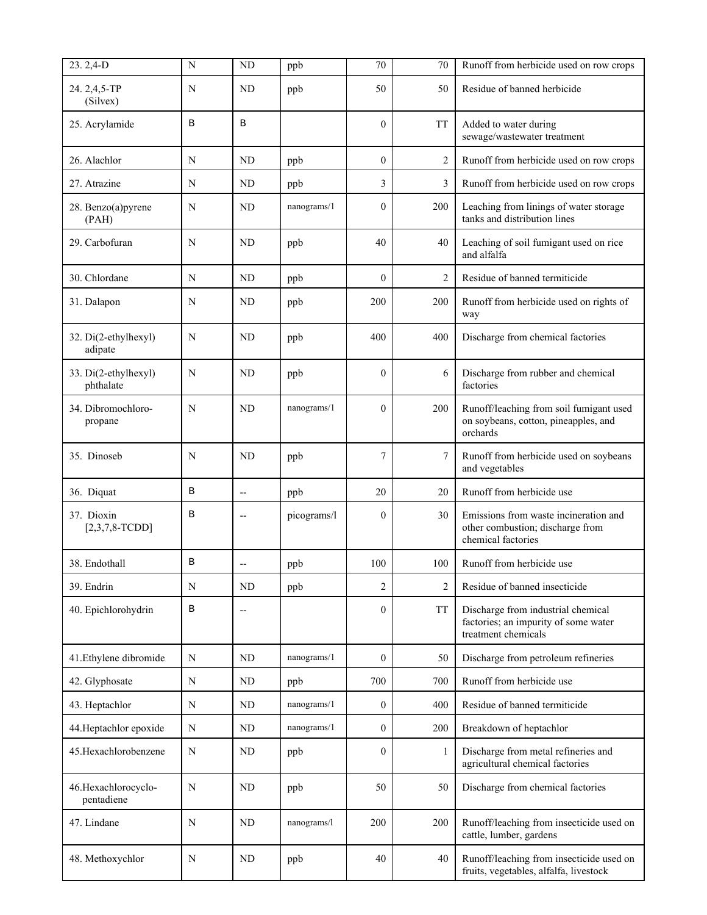| 23. 2,4-D | N | ND | ppb | 70 | 70 | Runoff from herbicide used on row crops |
|---|---|---|---|---|---|---|
| 24. 2,4,5-TP (Silvex) | N | ND | ppb | 50 | 50 | Residue of banned herbicide |
| 25. Acrylamide | B | B | | 0 | TT | Added to water during sewage/wastewater treatment |
| 26. Alachlor | N | ND | ppb | 0 | 2 | Runoff from herbicide used on row crops |
| 27. Atrazine | N | ND | ppb | 3 | 3 | Runoff from herbicide used on row crops |
| 28. Benzo(a)pyrene (PAH) | N | ND | nanograms/l | 0 | 200 | Leaching from linings of water storage tanks and distribution lines |
| 29. Carbofuran | N | ND | ppb | 40 | 40 | Leaching of soil fumigant used on rice and alfalfa |
| 30. Chlordane | N | ND | ppb | 0 | 2 | Residue of banned termiticide |
| 31. Dalapon | N | ND | ppb | 200 | 200 | Runoff from herbicide used on rights of way |
| 32. Di(2-ethylhexyl) adipate | N | ND | ppb | 400 | 400 | Discharge from chemical factories |
| 33. Di(2-ethylhexyl) phthalate | N | ND | ppb | 0 | 6 | Discharge from rubber and chemical factories |
| 34. Dibromochloro-propane | N | ND | nanograms/l | 0 | 200 | Runoff/leaching from soil fumigant used on soybeans, cotton, pineapples, and orchards |
| 35. Dinoseb | N | ND | ppb | 7 | 7 | Runoff from herbicide used on soybeans and vegetables |
| 36. Diquat | B | -- | ppb | 20 | 20 | Runoff from herbicide use |
| 37. Dioxin [2,3,7,8-TCDD] | B | -- | picograms/l | 0 | 30 | Emissions from waste incineration and other combustion; discharge from chemical factories |
| 38. Endothall | B | -- | ppb | 100 | 100 | Runoff from herbicide use |
| 39. Endrin | N | ND | ppb | 2 | 2 | Residue of banned insecticide |
| 40. Epichlorohydrin | B | -- | | 0 | TT | Discharge from industrial chemical factories; an impurity of some water treatment chemicals |
| 41.Ethylene dibromide | N | ND | nanograms/l | 0 | 50 | Discharge from petroleum refineries |
| 42. Glyphosate | N | ND | ppb | 700 | 700 | Runoff from herbicide use |
| 43. Heptachlor | N | ND | nanograms/l | 0 | 400 | Residue of banned termiticide |
| 44.Heptachlor epoxide | N | ND | nanograms/l | 0 | 200 | Breakdown of heptachlor |
| 45.Hexachlorobenzene | N | ND | ppb | 0 | 1 | Discharge from metal refineries and agricultural chemical factories |
| 46.Hexachlorocyclo-pentadiene | N | ND | ppb | 50 | 50 | Discharge from chemical factories |
| 47. Lindane | N | ND | nanograms/l | 200 | 200 | Runoff/leaching from insecticide used on cattle, lumber, gardens |
| 48. Methoxychlor | N | ND | ppb | 40 | 40 | Runoff/leaching from insecticide used on fruits, vegetables, alfalfa, livestock |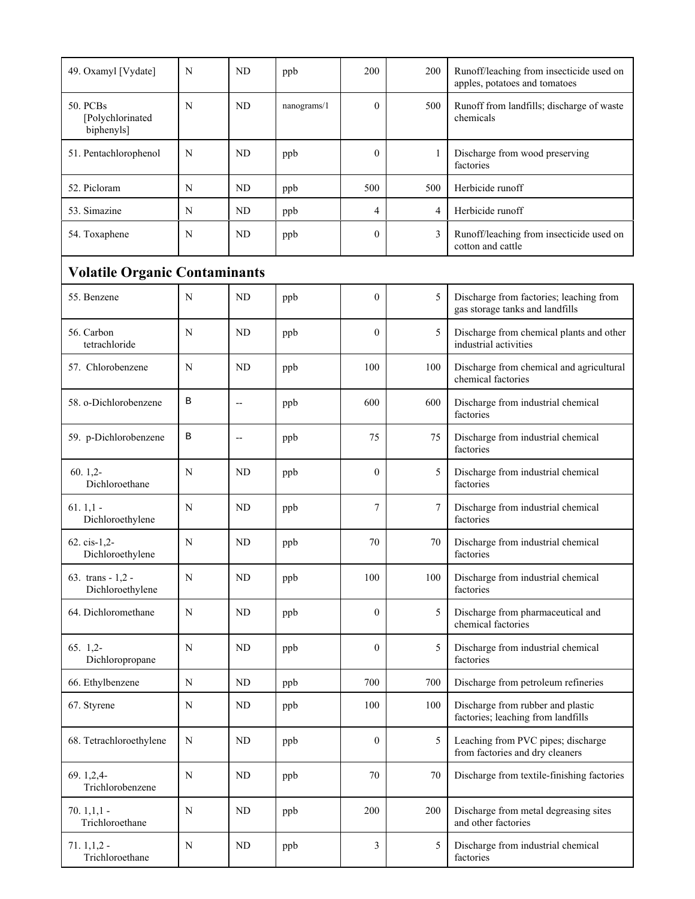| | | | | | | |
|---|---|---|---|---|---|---|
| 49. Oxamyl [Vydate] | N | ND | ppb | 200 | 200 | Runoff/leaching from insecticide used on apples, potatoes and tomatoes |
| 50. PCBs [Polychlorinated biphenyls] | N | ND | nanograms/1 | 0 | 500 | Runoff from landfills; discharge of waste chemicals |
| 51. Pentachlorophenol | N | ND | ppb | 0 | 1 | Discharge from wood preserving factories |
| 52. Picloram | N | ND | ppb | 500 | 500 | Herbicide runoff |
| 53. Simazine | N | ND | ppb | 4 | 4 | Herbicide runoff |
| 54. Toxaphene | N | ND | ppb | 0 | 3 | Runoff/leaching from insecticide used on cotton and cattle |

## Volatile Organic Contaminants

| | | | | | | |
|---|---|---|---|---|---|---|
| 55. Benzene | N | ND | ppb | 0 | 5 | Discharge from factories; leaching from gas storage tanks and landfills |
| 56. Carbon tetrachloride | N | ND | ppb | 0 | 5 | Discharge from chemical plants and other industrial activities |
| 57. Chlorobenzene | N | ND | ppb | 100 | 100 | Discharge from chemical and agricultural chemical factories |
| 58. o-Dichlorobenzene | B | -- | ppb | 600 | 600 | Discharge from industrial chemical factories |
| 59. p-Dichlorobenzene | B | -- | ppb | 75 | 75 | Discharge from industrial chemical factories |
| 60. 1,2-Dichloroethane | N | ND | ppb | 0 | 5 | Discharge from industrial chemical factories |
| 61. 1,1 - Dichloroethylene | N | ND | ppb | 7 | 7 | Discharge from industrial chemical factories |
| 62. cis-1,2-Dichloroethylene | N | ND | ppb | 70 | 70 | Discharge from industrial chemical factories |
| 63. trans - 1,2 - Dichloroethylene | N | ND | ppb | 100 | 100 | Discharge from industrial chemical factories |
| 64. Dichloromethane | N | ND | ppb | 0 | 5 | Discharge from pharmaceutical and chemical factories |
| 65. 1,2-Dichloropropane | N | ND | ppb | 0 | 5 | Discharge from industrial chemical factories |
| 66. Ethylbenzene | N | ND | ppb | 700 | 700 | Discharge from petroleum refineries |
| 67. Styrene | N | ND | ppb | 100 | 100 | Discharge from rubber and plastic factories; leaching from landfills |
| 68. Tetrachloroethylene | N | ND | ppb | 0 | 5 | Leaching from PVC pipes; discharge from factories and dry cleaners |
| 69. 1,2,4-Trichlorobenzene | N | ND | ppb | 70 | 70 | Discharge from textile-finishing factories |
| 70. 1,1,1 - Trichloroethane | N | ND | ppb | 200 | 200 | Discharge from metal degreasing sites and other factories |
| 71. 1,1,2 - Trichloroethane | N | ND | ppb | 3 | 5 | Discharge from industrial chemical factories |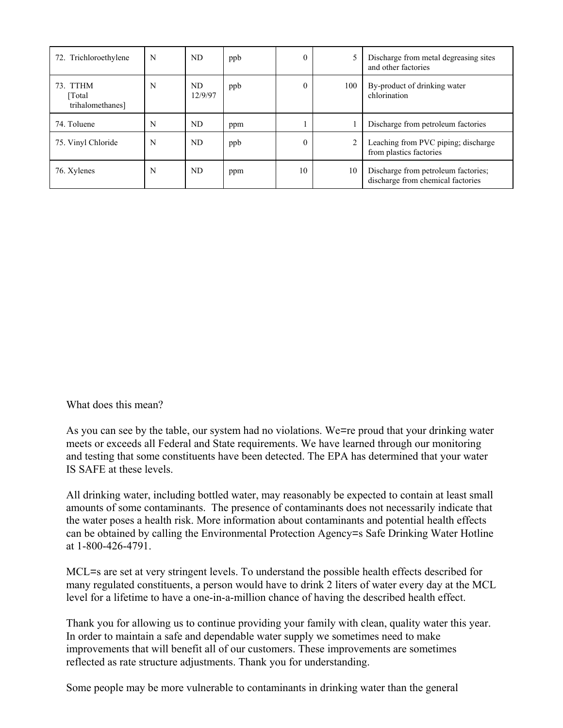| | | | | | | |
|---|---|---|---|---|---|---|
| 72. Trichloroethylene | N | ND | ppb | 0 | 5 | Discharge from metal degreasing sites and other factories |
| 73. TTHM [Total trihalomethanes] | N | ND 12/9/97 | ppb | 0 | 100 | By-product of drinking water chlorination |
| 74. Toluene | N | ND | ppm | 1 | 1 | Discharge from petroleum factories |
| 75. Vinyl Chloride | N | ND | ppb | 0 | 2 | Leaching from PVC piping; discharge from plastics factories |
| 76. Xylenes | N | ND | ppm | 10 | 10 | Discharge from petroleum factories; discharge from chemical factories |

What does this mean?

As you can see by the table, our system had no violations. We=re proud that your drinking water meets or exceeds all Federal and State requirements. We have learned through our monitoring and testing that some constituents have been detected. The EPA has determined that your water IS SAFE at these levels.

All drinking water, including bottled water, may reasonably be expected to contain at least small amounts of some contaminants. The presence of contaminants does not necessarily indicate that the water poses a health risk. More information about contaminants and potential health effects can be obtained by calling the Environmental Protection Agency=s Safe Drinking Water Hotline at 1-800-426-4791.

MCL=s are set at very stringent levels. To understand the possible health effects described for many regulated constituents, a person would have to drink 2 liters of water every day at the MCL level for a lifetime to have a one-in-a-million chance of having the described health effect.

Thank you for allowing us to continue providing your family with clean, quality water this year. In order to maintain a safe and dependable water supply we sometimes need to make improvements that will benefit all of our customers. These improvements are sometimes reflected as rate structure adjustments. Thank you for understanding.

Some people may be more vulnerable to contaminants in drinking water than the general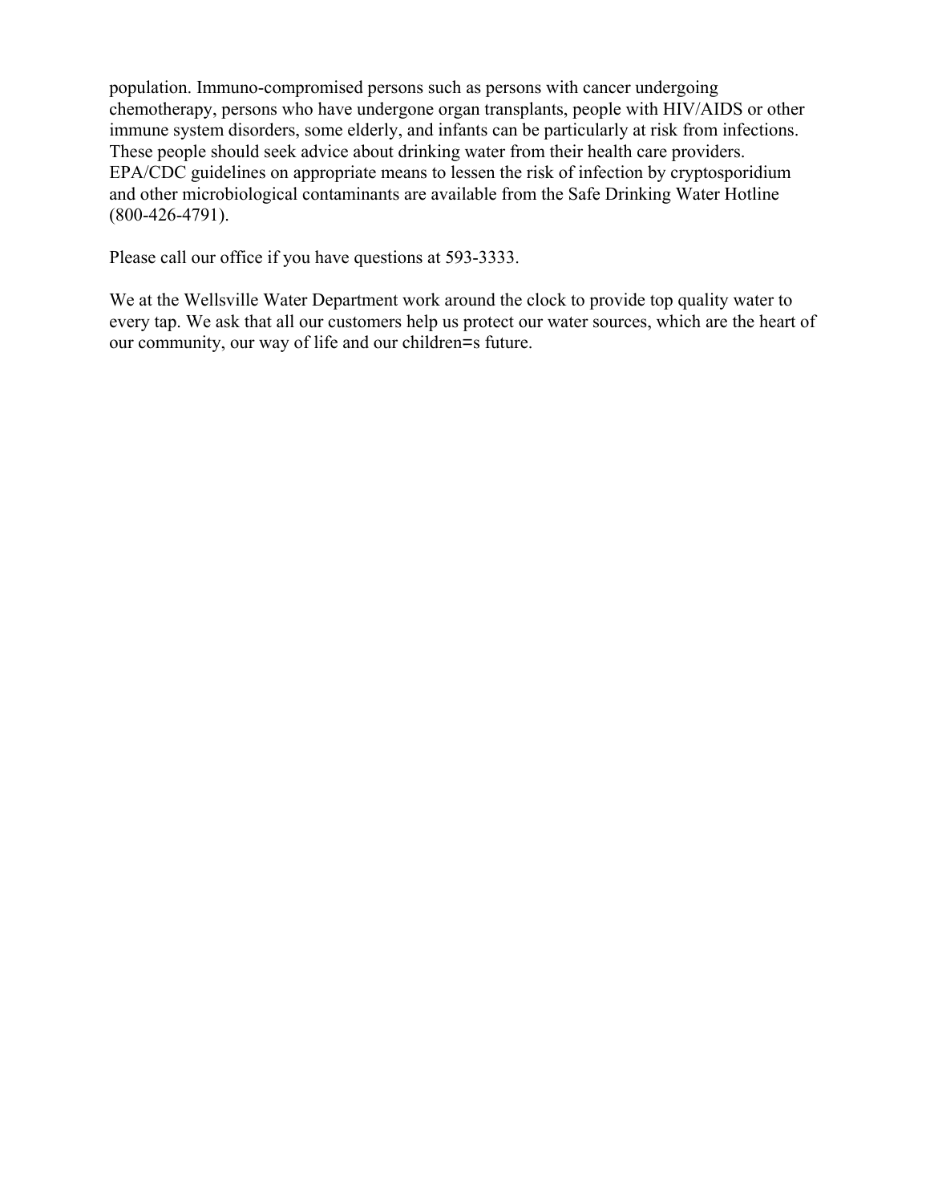population. Immuno-compromised persons such as persons with cancer undergoing chemotherapy, persons who have undergone organ transplants, people with HIV/AIDS or other immune system disorders, some elderly, and infants can be particularly at risk from infections. These people should seek advice about drinking water from their health care providers. EPA/CDC guidelines on appropriate means to lessen the risk of infection by cryptosporidium and other microbiological contaminants are available from the Safe Drinking Water Hotline (800-426-4791).

Please call our office if you have questions at 593-3333.

We at the Wellsville Water Department work around the clock to provide top quality water to every tap. We ask that all our customers help us protect our water sources, which are the heart of our community, our way of life and our children=s future.